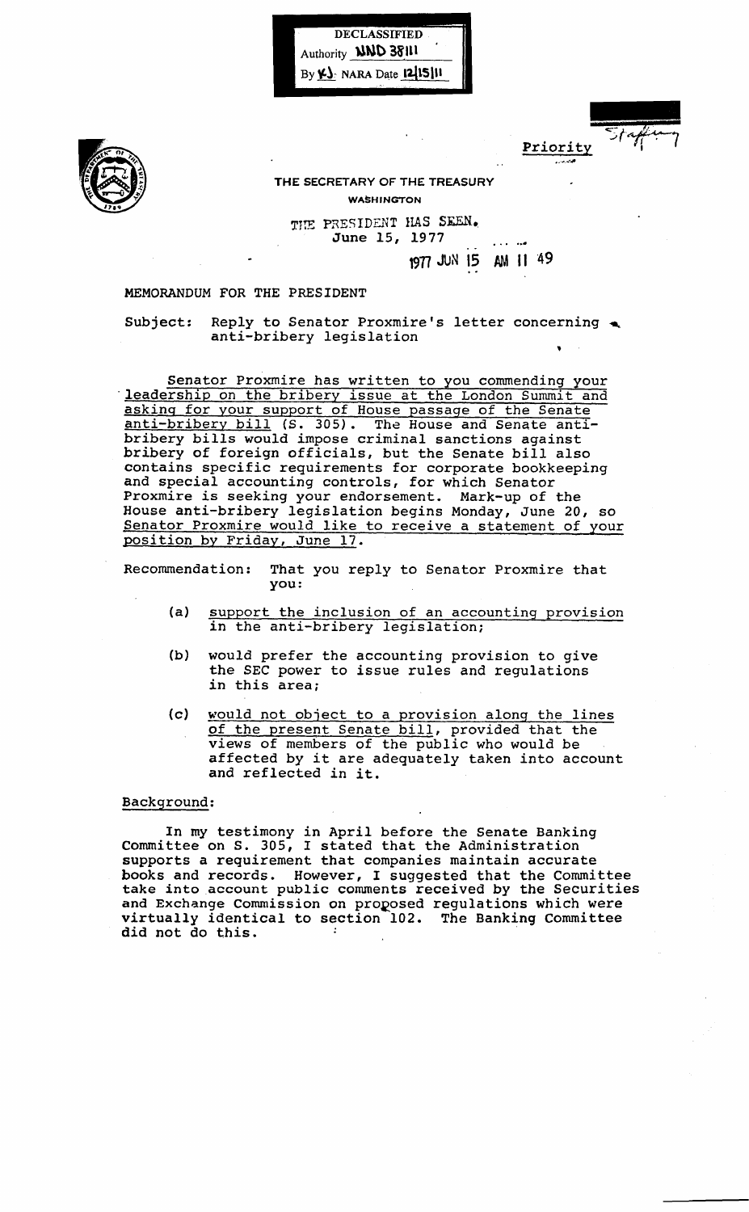DECLASSIFIED
Authority NND 38111
By KJ NARA Date 12/15/11

Priority

Staffing

THE SECRETARY OF THE TREASURY
WASHINGTON

THE PRESIDENT HAS SEEN.
June 15, 1977

1977 JUN 15 AM 11 49

MEMORANDUM FOR THE PRESIDENT

Subject: Reply to Senator Proxmire's letter concerning anti-bribery legislation

Senator Proxmire has written to you commending your leadership on the bribery issue at the London Summit and asking for your support of House passage of the Senate anti-bribery bill (S. 305). The House and Senate anti-bribery bills would impose criminal sanctions against bribery of foreign officials, but the Senate bill also contains specific requirements for corporate bookkeeping and special accounting controls, for which Senator Proxmire is seeking your endorsement. Mark-up of the House anti-bribery legislation begins Monday, June 20, so Senator Proxmire would like to receive a statement of your position by Friday, June 17.

Recommendation: That you reply to Senator Proxmire that you:

(a) support the inclusion of an accounting provision in the anti-bribery legislation;

(b) would prefer the accounting provision to give the SEC power to issue rules and regulations in this area;

(c) would not object to a provision along the lines of the present Senate bill, provided that the views of members of the public who would be affected by it are adequately taken into account and reflected in it.

Background:

In my testimony in April before the Senate Banking Committee on S. 305, I stated that the Administration supports a requirement that companies maintain accurate books and records. However, I suggested that the Committee take into account public comments received by the Securities and Exchange Commission on proposed regulations which were virtually identical to section 102. The Banking Committee did not do this.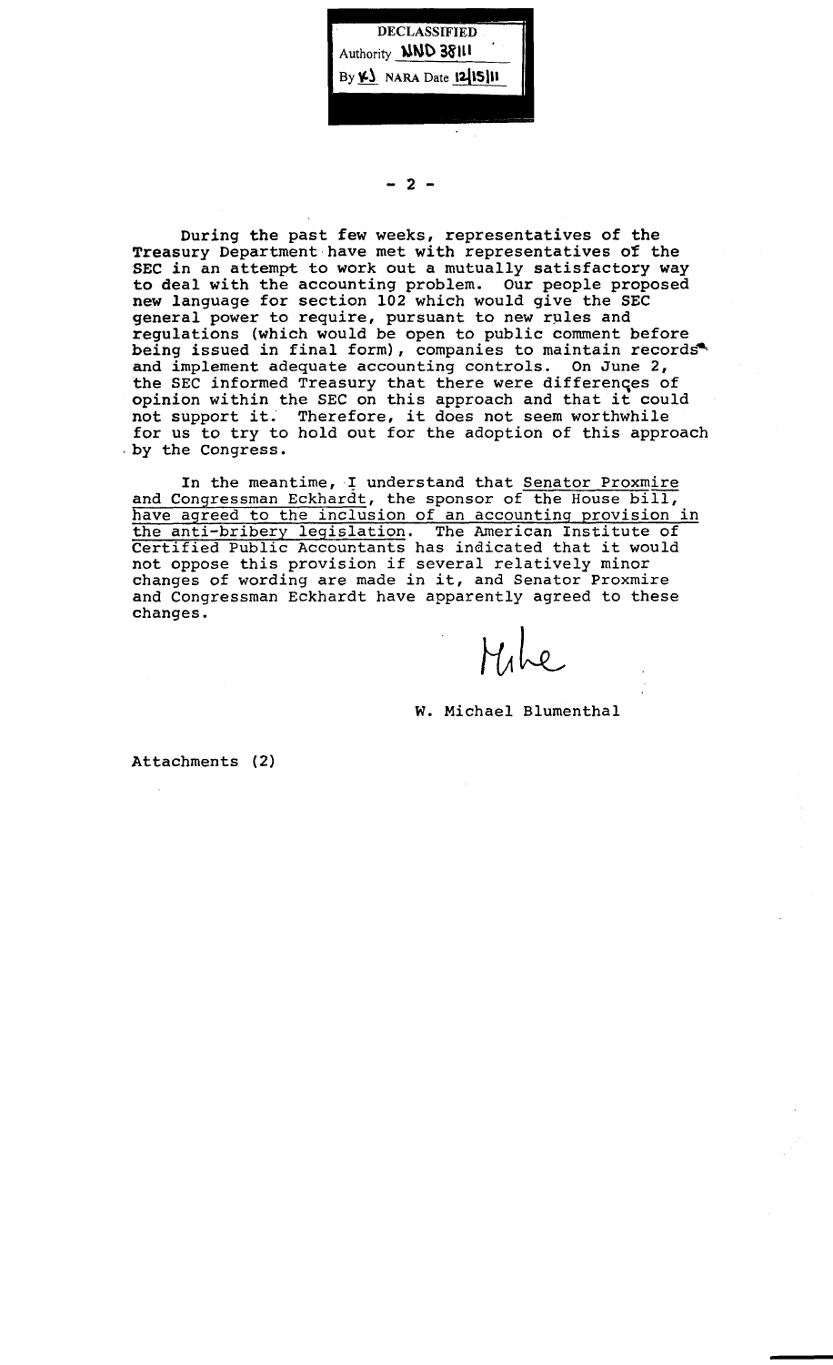DECLASSIFIED
Authority NND 38111
By KJ NARA Date 12/15/11

During the past few weeks, representatives of the Treasury Department have met with representatives of the SEC in an attempt to work out a mutually satisfactory way to deal with the accounting problem. Our people proposed new language for section 102 which would give the SEC general power to require, pursuant to new rules and regulations (which would be open to public comment before being issued in final form), companies to maintain records and implement adequate accounting controls. On June 2, the SEC informed Treasury that there were differences of opinion within the SEC on this approach and that it could not support it. Therefore, it does not seem worthwhile for us to try to hold out for the adoption of this approach by the Congress.

In the meantime, I understand that Senator Proxmire and Congressman Eckhardt, the sponsor of the House bill, have agreed to the inclusion of an accounting provision in the anti-bribery legislation. The American Institute of Certified Public Accountants has indicated that it would not oppose this provision if several relatively minor changes of wording are made in it, and Senator Proxmire and Congressman Eckhardt have apparently agreed to these changes.

Mike

W. Michael Blumenthal

Attachments (2)